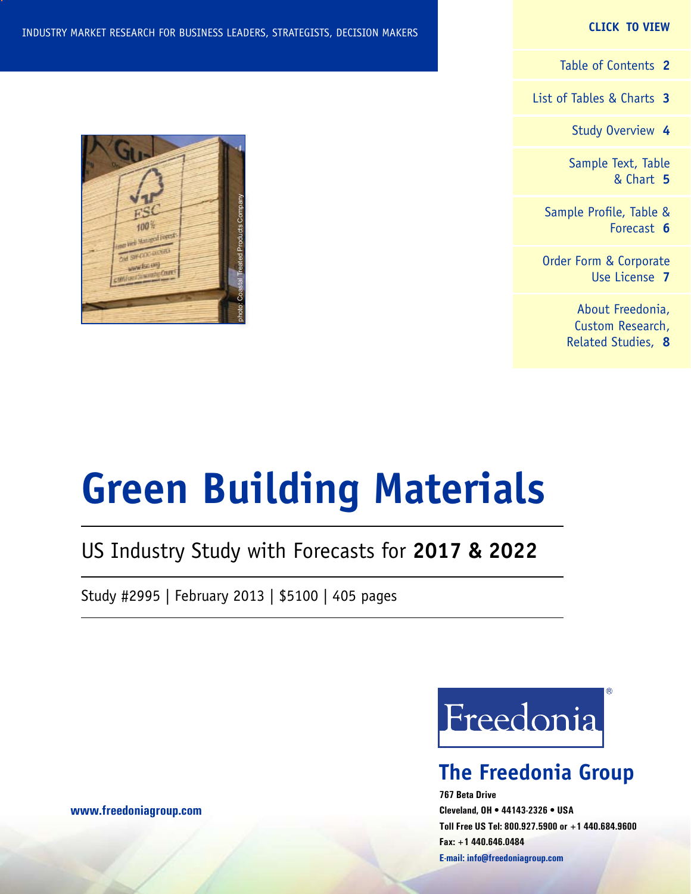INDUSTRY MARKET RESEARCH FOR BUSINESS LEADERS, STRATEGISTS, DECISION MAKERS

**CLICK TO VIEW**

- Table of Contents **2**
- List of Tables & Charts **3**
- Study Overview **4**
- Sample Text, Table & Chart **5**
- Sample Profile, Table & Forecast **6**
- Order Form & Corporate Use License **7**
- About Freedonia, Custom Research, Related Studies, **8**

photo: Coastal Treated Products Company

# Green Building Materials

US Industry Study with Forecasts for **2017 & 2022**

Study #2995 | February 2013 | $5100 | 405 pages

Freedonia®

## The Freedonia Group

**767 Beta Drive**
**Cleveland, OH • 44143-2326 • USA**
**Toll Free US Tel: 800.927.5900 or +1 440.684.9600**
**Fax: +1 440.646.0484**
**E-mail: info@freedoniagroup.com**

**www.freedoniagroup.com**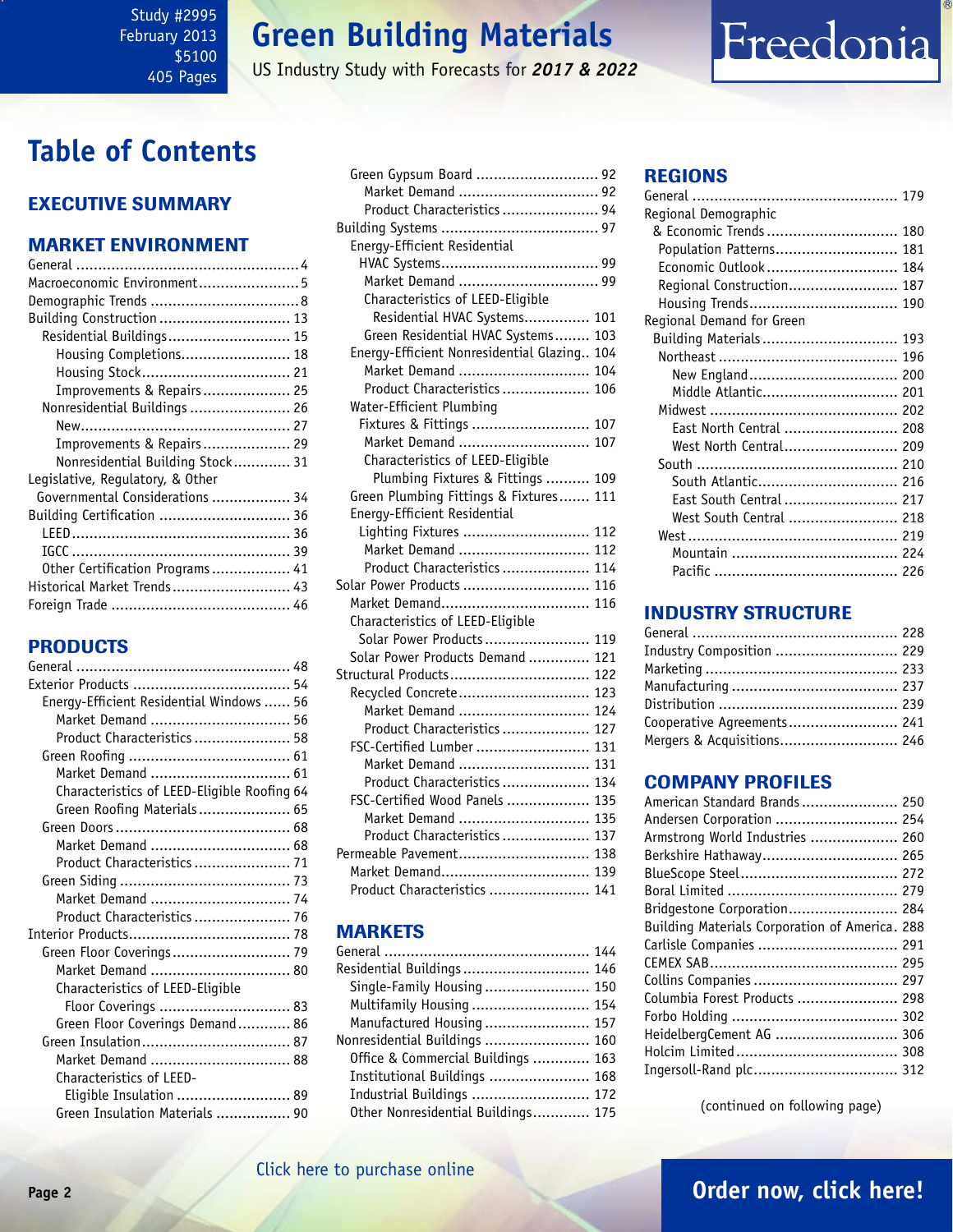Study #2995
February 2013
$5100
405 Pages

# Green Building Materials

US Industry Study with Forecasts for *2017 & 2022*

## Table of Contents

### EXECUTIVE SUMMARY

### MARKET ENVIRONMENT

General ... 4
Macroeconomic Environment ... 5
Demographic Trends ... 8
Building Construction ... 13
- Residential Buildings ... 15
  - Housing Completions ... 18
  - Housing Stock ... 21
  - Improvements & Repairs ... 25
- Nonresidential Buildings ... 26
  - New ... 27
  - Improvements & Repairs ... 29
  - Nonresidential Building Stock ... 31

Legislative, Regulatory, & Other Governmental Considerations ... 34
Building Certification ... 36
- LEED ... 36
- IGCC ... 39
- Other Certification Programs ... 41

Historical Market Trends ... 43
Foreign Trade ... 46

### PRODUCTS

General ... 48
Exterior Products ... 54
- Energy-Efficient Residential Windows ... 56
  - Market Demand ... 56
  - Product Characteristics ... 58
- Green Roofing ... 61
  - Market Demand ... 61
  - Characteristics of LEED-Eligible Roofing 64
  - Green Roofing Materials ... 65
- Green Doors ... 68
  - Market Demand ... 68
  - Product Characteristics ... 71
- Green Siding ... 73
  - Market Demand ... 74
  - Product Characteristics ... 76

Interior Products ... 78
- Green Floor Coverings ... 79
  - Market Demand ... 80
  - Characteristics of LEED-Eligible Floor Coverings ... 83
  - Green Floor Coverings Demand ... 86
- Green Insulation ... 87
  - Market Demand ... 88
  - Characteristics of LEED-Eligible Insulation ... 89
  - Green Insulation Materials ... 90
- Green Gypsum Board ... 92
  - Market Demand ... 92
  - Product Characteristics ... 94

Building Systems ... 97
- Energy-Efficient Residential HVAC Systems ... 99
  - Market Demand ... 99
  - Characteristics of LEED-Eligible Residential HVAC Systems ... 101
  - Green Residential HVAC Systems ... 103
- Energy-Efficient Nonresidential Glazing .. 104
  - Market Demand ... 104
  - Product Characteristics ... 106
- Water-Efficient Plumbing Fixtures & Fittings ... 107
  - Market Demand ... 107
  - Characteristics of LEED-Eligible Plumbing Fixtures & Fittings ... 109
- Green Plumbing Fittings & Fixtures ... 111
- Energy-Efficient Residential Lighting Fixtures ... 112
  - Market Demand ... 112
  - Product Characteristics ... 114

Solar Power Products ... 116
- Market Demand ... 116
- Characteristics of LEED-Eligible Solar Power Products ... 119
- Solar Power Products Demand ... 121

Structural Products ... 122
- Recycled Concrete ... 123
  - Market Demand ... 124
  - Product Characteristics ... 127
- FSC-Certified Lumber ... 131
  - Market Demand ... 131
  - Product Characteristics ... 134
- FSC-Certified Wood Panels ... 135
  - Market Demand ... 135
  - Product Characteristics ... 137

Permeable Pavement ... 138
- Market Demand ... 139
- Product Characteristics ... 141

### MARKETS

General ... 144
Residential Buildings ... 146
- Single-Family Housing ... 150
- Multifamily Housing ... 154
- Manufactured Housing ... 157

Nonresidential Buildings ... 160
- Office & Commercial Buildings ... 163
- Institutional Buildings ... 168
- Industrial Buildings ... 172
- Other Nonresidential Buildings ... 175

### REGIONS

General ... 179
Regional Demographic & Economic Trends ... 180
- Population Patterns ... 181
- Economic Outlook ... 184
- Regional Construction ... 187
- Housing Trends ... 190

Regional Demand for Green Building Materials ... 193
- Northeast ... 196
  - New England ... 200
  - Middle Atlantic ... 201
- Midwest ... 202
  - East North Central ... 208
  - West North Central ... 209
- South ... 210
  - South Atlantic ... 216
  - East South Central ... 217
  - West South Central ... 218
- West ... 219
  - Mountain ... 224
  - Pacific ... 226

### INDUSTRY STRUCTURE

General ... 228
Industry Composition ... 229
Marketing ... 233
Manufacturing ... 237
Distribution ... 239
Cooperative Agreements ... 241
Mergers & Acquisitions ... 246

### COMPANY PROFILES

American Standard Brands ... 250
Andersen Corporation ... 254
Armstrong World Industries ... 260
Berkshire Hathaway ... 265
BlueScope Steel ... 272
Boral Limited ... 279
Bridgestone Corporation ... 284
Building Materials Corporation of America. 288
Carlisle Companies ... 291
CEMEX SAB ... 295
Collins Companies ... 297
Columbia Forest Products ... 298
Forbo Holding ... 302
HeidelbergCement AG ... 306
Holcim Limited ... 308
Ingersoll-Rand plc ... 312

(continued on following page)

Click here to purchase online

Order now, click here!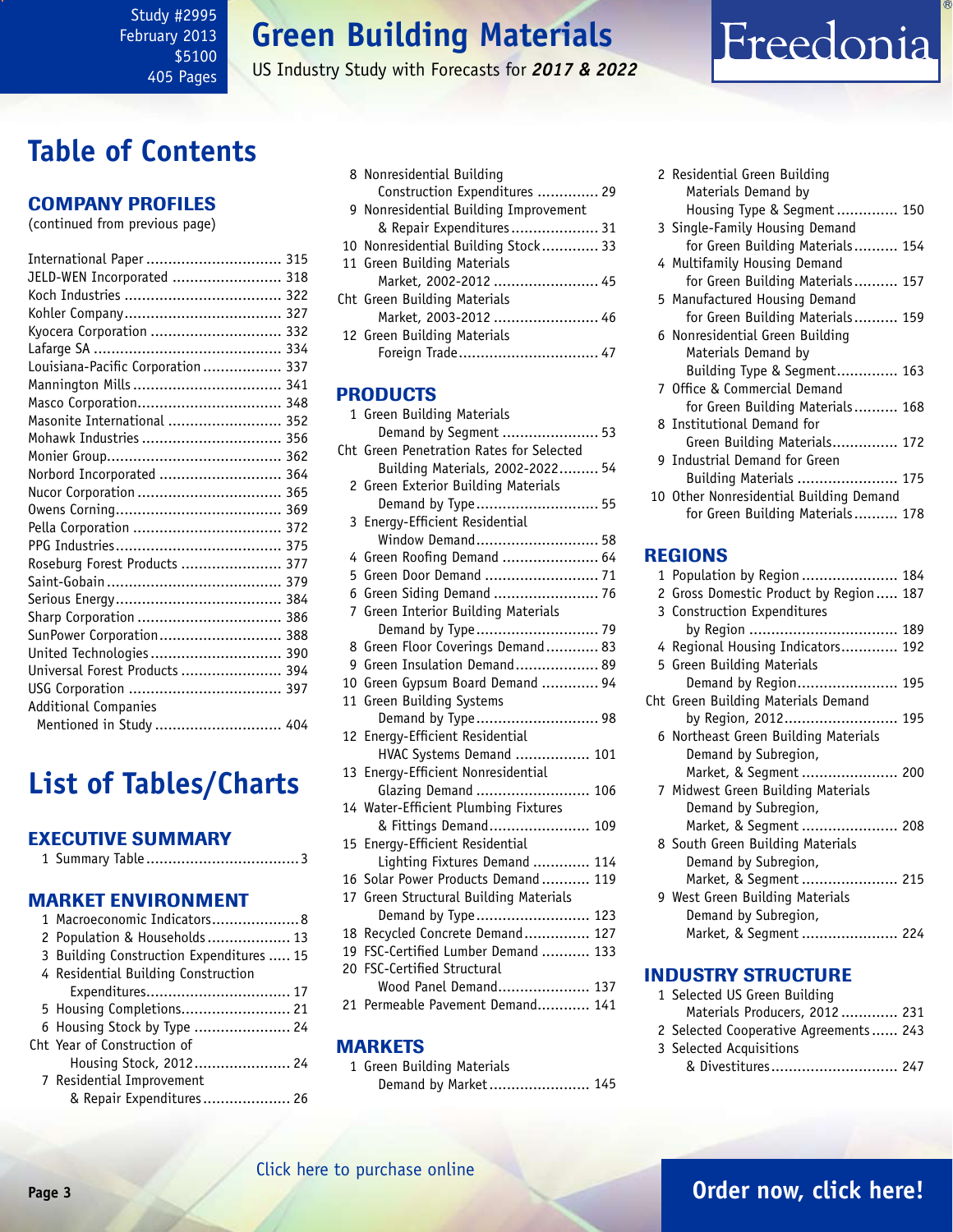# Table of Contents

## COMPANY PROFILES

(continued from previous page)

- International Paper ... 315
- JELD-WEN Incorporated ... 318
- Koch Industries ... 322
- Kohler Company ... 327
- Kyocera Corporation ... 332
- Lafarge SA ... 334
- Louisiana-Pacific Corporation ... 337
- Mannington Mills ... 341
- Masco Corporation ... 348
- Masonite International ... 352
- Mohawk Industries ... 356
- Monier Group ... 362
- Norbord Incorporated ... 364
- Nucor Corporation ... 365
- Owens Corning ... 369
- Pella Corporation ... 372
- PPG Industries ... 375
- Roseburg Forest Products ... 377
- Saint-Gobain ... 379
- Serious Energy ... 384
- Sharp Corporation ... 386
- SunPower Corporation ... 388
- United Technologies ... 390
- Universal Forest Products ... 394
- USG Corporation ... 397
- Additional Companies Mentioned in Study ... 404

# List of Tables/Charts

## EXECUTIVE SUMMARY

1. Summary Table ... 3

## MARKET ENVIRONMENT

1. Macroeconomic Indicators ... 8
2. Population & Households ... 13
3. Building Construction Expenditures ... 15
4. Residential Building Construction Expenditures ... 17
5. Housing Completions ... 21
6. Housing Stock by Type ... 24

Cht Year of Construction of Housing Stock, 2012 ... 24

7. Residential Improvement & Repair Expenditures ... 26
8. Nonresidential Building Construction Expenditures ... 29
9. Nonresidential Building Improvement & Repair Expenditures ... 31
10. Nonresidential Building Stock ... 33
11. Green Building Materials Market, 2002-2012 ... 45

Cht Green Building Materials Market, 2003-2012 ... 46

12. Green Building Materials Foreign Trade ... 47

## PRODUCTS

1. Green Building Materials Demand by Segment ... 53

Cht Green Penetration Rates for Selected Building Materials, 2002-2022 ... 54

2. Green Exterior Building Materials Demand by Type ... 55
3. Energy-Efficient Residential Window Demand ... 58
4. Green Roofing Demand ... 64
5. Green Door Demand ... 71
6. Green Siding Demand ... 76
7. Green Interior Building Materials Demand by Type ... 79
8. Green Floor Coverings Demand ... 83
9. Green Insulation Demand ... 89
10. Green Gypsum Board Demand ... 94
11. Green Building Systems Demand by Type ... 98
12. Energy-Efficient Residential HVAC Systems Demand ... 101
13. Energy-Efficient Nonresidential Glazing Demand ... 106
14. Water-Efficient Plumbing Fixtures & Fittings Demand ... 109
15. Energy-Efficient Residential Lighting Fixtures Demand ... 114
16. Solar Power Products Demand ... 119
17. Green Structural Building Materials Demand by Type ... 123
18. Recycled Concrete Demand ... 127
19. FSC-Certified Lumber Demand ... 133
20. FSC-Certified Structural Wood Panel Demand ... 137
21. Permeable Pavement Demand ... 141

## MARKETS

1. Green Building Materials Demand by Market ... 145
2. Residential Green Building Materials Demand by Housing Type & Segment ... 150
3. Single-Family Housing Demand for Green Building Materials ... 154
4. Multifamily Housing Demand for Green Building Materials ... 157
5. Manufactured Housing Demand for Green Building Materials ... 159
6. Nonresidential Green Building Materials Demand by Building Type & Segment ... 163
7. Office & Commercial Demand for Green Building Materials ... 168
8. Institutional Demand for Green Building Materials ... 172
9. Industrial Demand for Green Building Materials ... 175
10. Other Nonresidential Building Demand for Green Building Materials ... 178

## REGIONS

1. Population by Region ... 184
2. Gross Domestic Product by Region ... 187
3. Construction Expenditures by Region ... 189
4. Regional Housing Indicators ... 192
5. Green Building Materials Demand by Region ... 195

Cht Green Building Materials Demand by Region, 2012 ... 195

6. Northeast Green Building Materials Demand by Subregion, Market, & Segment ... 200
7. Midwest Green Building Materials Demand by Subregion, Market, & Segment ... 208
8. South Green Building Materials Demand by Subregion, Market, & Segment ... 215
9. West Green Building Materials Demand by Subregion, Market, & Segment ... 224

## INDUSTRY STRUCTURE

1. Selected US Green Building Materials Producers, 2012 ... 231
2. Selected Cooperative Agreements ... 243
3. Selected Acquisitions & Divestitures ... 247

Click here to purchase online

Order now, click here!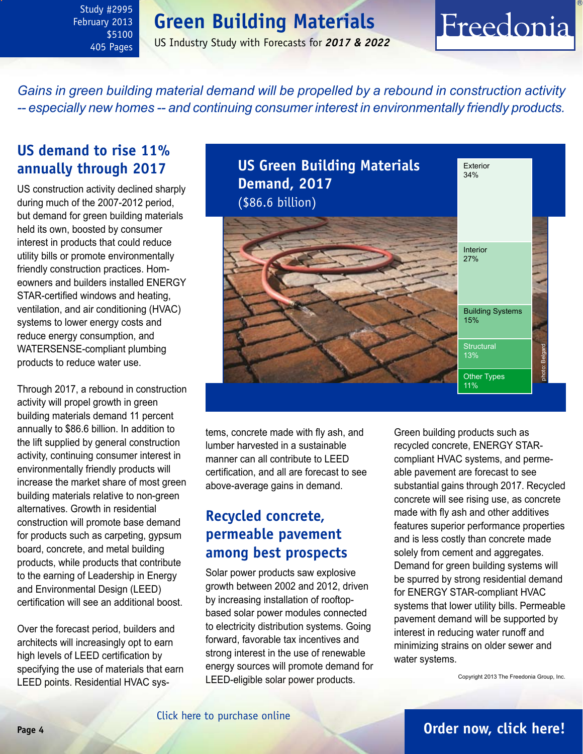Study #2995
February 2013
$5100
405 Pages

# Green Building Materials

US Industry Study with Forecasts for ***2017 & 2022***

*Gains in green building material demand will be propelled by a rebound in construction activity -- especially new homes -- and continuing consumer interest in environmentally friendly products.*

## US demand to rise 11% annually through 2017

US construction activity declined sharply during much of the 2007-2012 period, but demand for green building materials held its own, boosted by consumer interest in products that could reduce utility bills or promote environmentally friendly construction practices. Homeowners and builders installed ENERGY STAR-certified windows and heating, ventilation, and air conditioning (HVAC) systems to lower energy costs and reduce energy consumption, and WATERSENSE-compliant plumbing products to reduce water use.

Through 2017, a rebound in construction activity will propel growth in green building materials demand 11 percent annually to $86.6 billion. In addition to the lift supplied by general construction activity, continuing consumer interest in environmentally friendly products will increase the market share of most green building materials relative to non-green alternatives. Growth in residential construction will promote base demand for products such as carpeting, gypsum board, concrete, and metal building products, while products that contribute to the earning of Leadership in Energy and Environmental Design (LEED) certification will see an additional boost.

Over the forecast period, builders and architects will increasingly opt to earn high levels of LEED certification by specifying the use of materials that earn LEED points. Residential HVAC systems, concrete made with fly ash, and lumber harvested in a sustainable manner can all contribute to LEED certification, and all are forecast to see above-average gains in demand.

**US Green Building Materials Demand, 2017**
($86.6 billion)

| Segment | Share |
|---|---|
| Exterior | 34% |
| Interior | 27% |
| Building Systems | 15% |
| Structural | 13% |
| Other Types | 11% |

photo: Belgard

## Recycled concrete, permeable pavement among best prospects

Solar power products saw explosive growth between 2002 and 2012, driven by increasing installation of rooftop-based solar power modules connected to electricity distribution systems. Going forward, favorable tax incentives and strong interest in the use of renewable energy sources will promote demand for LEED-eligible solar power products.

Green building products such as recycled concrete, ENERGY STAR-compliant HVAC systems, and permeable pavement are forecast to see substantial gains through 2017. Recycled concrete will see rising use, as concrete made with fly ash and other additives features superior performance properties and is less costly than concrete made solely from cement and aggregates. Demand for green building systems will be spurred by strong residential demand for ENERGY STAR-compliant HVAC systems that lower utility bills. Permeable pavement demand will be supported by interest in reducing water runoff and minimizing strains on older sewer and water systems.

Copyright 2013 The Freedonia Group, Inc.

Click here to purchase online

**Order now, click here!**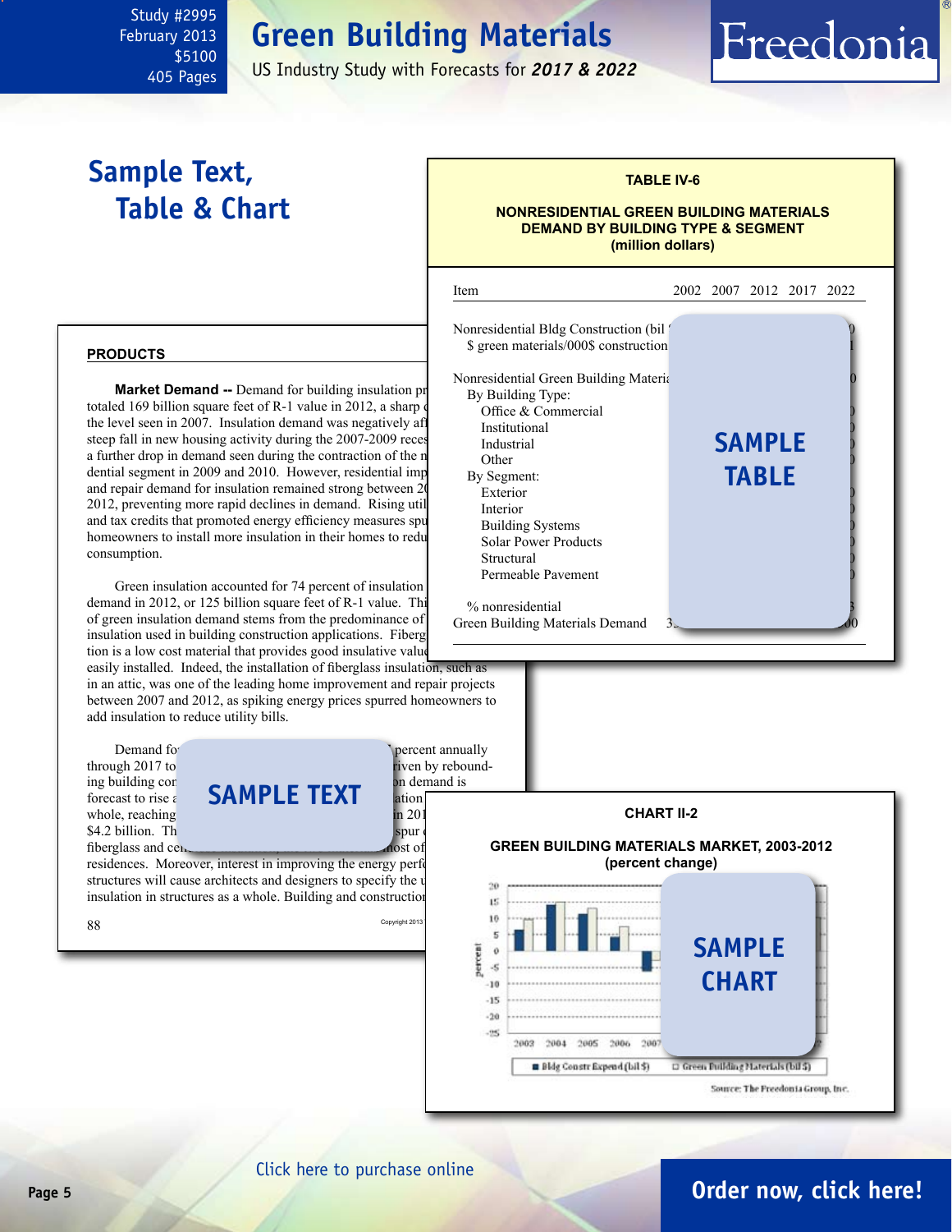Study #2995
February 2013
$5100
405 Pages

# Green Building Materials

US Industry Study with Forecasts for *2017 & 2022*

## Sample Text, Table & Chart

**TABLE IV-6**

**NONRESIDENTIAL GREEN BUILDING MATERIALS DEMAND BY BUILDING TYPE & SEGMENT (million dollars)**

| Item | 2002 | 2007 | 2012 | 2017 | 2022 |
|---|---|---|---|---|---|
| Nonresidential Bldg Construction (bil | | | | | |
| $ green materials/000$ construction | | | | | |
| Nonresidential Green Building Materia | | | | | |
| By Building Type: | | | | | |
| Office & Commercial | | | | | |
| Institutional | | | | | |
| Industrial | | | | | |
| Other | | | | | |
| By Segment: | | | | | |
| Exterior | | | | | |
| Interior | | | | | |
| Building Systems | | | | | |
| Solar Power Products | | | | | |
| Structural | | | | | |
| Permeable Pavement | | | | | |
| % nonresidential | | | | | |
| Green Building Materials Demand | 3 | | | | 00 |

SAMPLE TABLE

### PRODUCTS

**Market Demand --** Demand for building insulation pr totaled 169 billion square feet of R-1 value in 2012, a sharp d the level seen in 2007. Insulation demand was negatively aff steep fall in new housing activity during the 2007-2009 reces a further drop in demand seen during the contraction of the n dential segment in 2009 and 2010. However, residential imp and repair demand for insulation remained strong between 20 2012, preventing more rapid declines in demand. Rising util and tax credits that promoted energy efficiency measures spu homeowners to install more insulation in their homes to redu consumption.

Green insulation accounted for 74 percent of insulation demand in 2012, or 125 billion square feet of R-1 value. Thi of green insulation demand stems from the predominance of insulation used in building construction applications. Fiberg tion is a low cost material that provides good insulative valu easily installed. Indeed, the installation of fiberglass insulation, such as in an attic, was one of the leading home improvement and repair projects between 2007 and 2012, as spiking energy prices spurred homeowners to add insulation to reduce utility bills.

Demand fo percent annually through 2017 to iven by rebound- ing building con n demand is forecast to rise a ation whole, reaching in 201 $4.2 billion. Th spur fiberglass and ce ost of residences. Moreover, interest in improving the energy perf structures will cause architects and designers to specify the u insulation in structures as a whole. Building and constructio

SAMPLE TEXT

**CHART II-2**

**GREEN BUILDING MATERIALS MARKET, 2003-2012 (percent change)**

SAMPLE CHART

Source: The Freedonia Group, Inc.

Click here to purchase online

**Order now, click here!**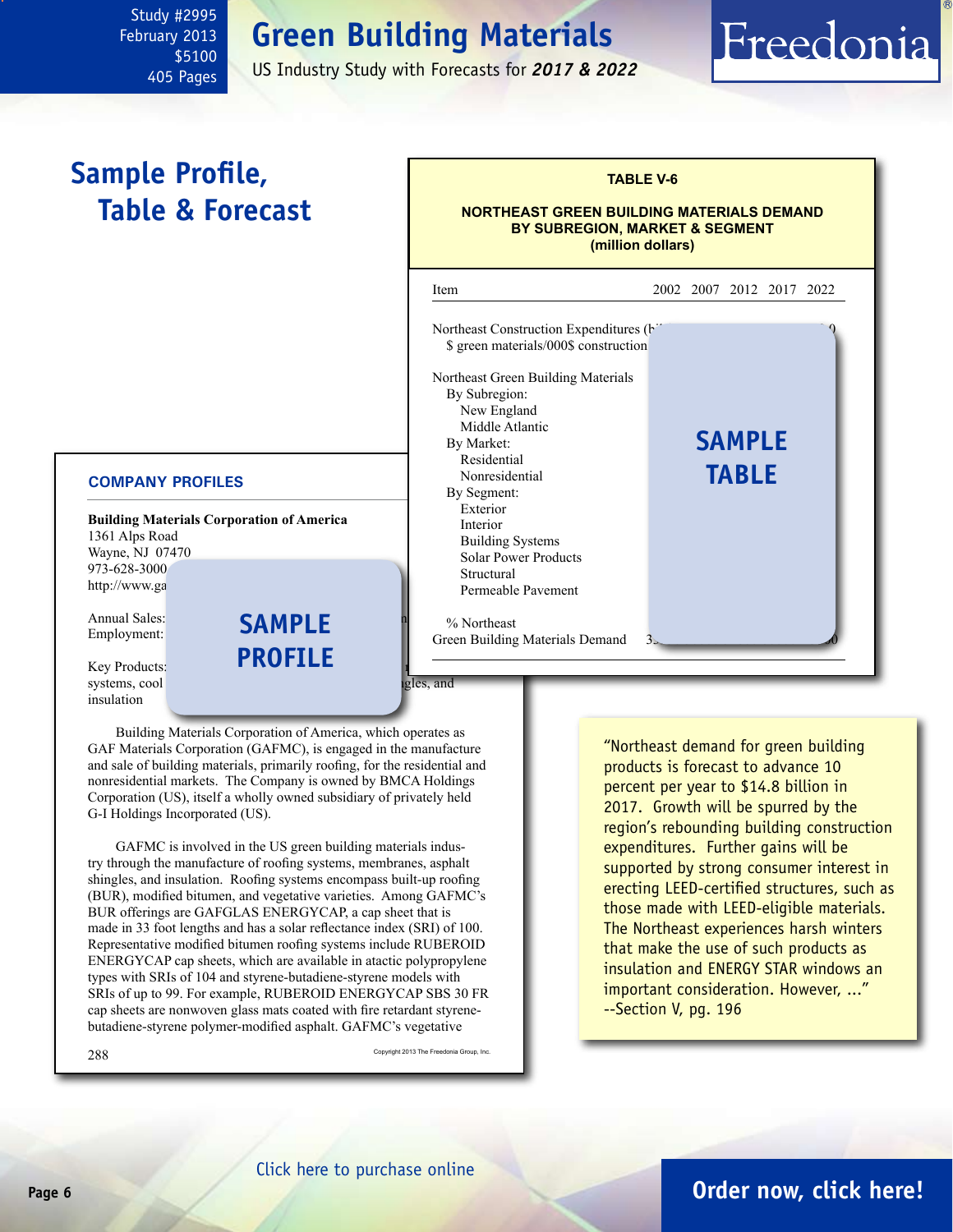# Green Building Materials

US Industry Study with Forecasts for *2017 & 2022*

Study #2995
February 2013
$5100
405 Pages

## Sample Profile, Table & Forecast

**TABLE V-6**

**NORTHEAST GREEN BUILDING MATERIALS DEMAND BY SUBREGION, MARKET & SEGMENT (million dollars)**

| Item | 2002 | 2007 | 2012 | 2017 | 2022 |
|---|---|---|---|---|---|
| Northeast Construction Expenditures (bi... | | | | | ...0 |
| $ green materials/000$ construction | | | | | |
| | | | | | |
| Northeast Green Building Materials | | | | | |
| By Subregion: | | | | | |
| New England | | | | | |
| Middle Atlantic | | | | | |
| By Market: | | | | | |
| Residential | | | | | |
| Nonresidential | | | | | |
| By Segment: | | | | | |
| Exterior | | | | | |
| Interior | | | | | |
| Building Systems | | | | | |
| Solar Power Products | | | | | |
| Structural | | | | | |
| Permeable Pavement | | | | | |
| | | | | | |
| % Northeast | | | | | |
| Green Building Materials Demand | 3... | | | | ...0 |

SAMPLE TABLE

### COMPANY PROFILES

**Building Materials Corporation of America**
1361 Alps Road
Wayne, NJ 07470
973-628-3000
http://www.ga...

Annual Sales:
Employment:

Key Products: ... systems, cool ... gles, and insulation

SAMPLE PROFILE

Building Materials Corporation of America, which operates as GAF Materials Corporation (GAFMC), is engaged in the manufacture and sale of building materials, primarily roofing, for the residential and nonresidential markets. The Company is owned by BMCA Holdings Corporation (US), itself a wholly owned subsidiary of privately held G-I Holdings Incorporated (US).

GAFMC is involved in the US green building materials industry through the manufacture of roofing systems, membranes, asphalt shingles, and insulation. Roofing systems encompass built-up roofing (BUR), modified bitumen, and vegetative varieties. Among GAFMC's BUR offerings are GAFGLAS ENERGYCAP, a cap sheet that is made in 33 foot lengths and has a solar reflectance index (SRI) of 100. Representative modified bitumen roofing systems include RUBEROID ENERGYCAP cap sheets, which are available in atactic polypropylene types with SRIs of 104 and styrene-butadiene-styrene models with SRIs of up to 99. For example, RUBEROID ENERGYCAP SBS 30 FR cap sheets are nonwoven glass mats coated with fire retardant styrene-butadiene-styrene polymer-modified asphalt. GAFMC's vegetative

288 Copyright 2013 The Freedonia Group, Inc.

"Northeast demand for green building products is forecast to advance 10 percent per year to $14.8 billion in 2017. Growth will be spurred by the region's rebounding building construction expenditures. Further gains will be supported by strong consumer interest in erecting LEED-certified structures, such as those made with LEED-eligible materials. The Northeast experiences harsh winters that make the use of such products as insulation and ENERGY STAR windows an important consideration. However, ..."
--Section V, pg. 196

Click here to purchase online

**Order now, click here!**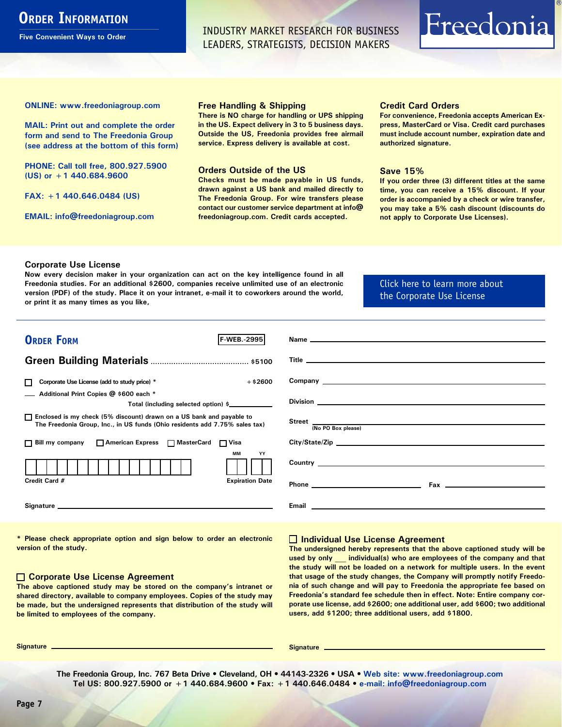# Order Information

**Five Convenient Ways to Order**

INDUSTRY MARKET RESEARCH FOR BUSINESS LEADERS, STRATEGISTS, DECISION MAKERS

Freedonia®

**ONLINE: www.freedoniagroup.com**

**MAIL: Print out and complete the order form and send to The Freedonia Group (see address at the bottom of this form)**

**PHONE: Call toll free, 800.927.5900 (US) or +1 440.684.9600**

**FAX: +1 440.646.0484 (US)**

**EMAIL: info@freedoniagroup.com**

### Free Handling & Shipping

There is NO charge for handling or UPS shipping in the US. Expect delivery in 3 to 5 business days. Outside the US, Freedonia provides free airmail service. Express delivery is available at cost.

### Orders Outside of the US

Checks must be made payable in US funds, drawn against a US bank and mailed directly to The Freedonia Group. For wire transfers please contact our customer service department at info@freedoniagroup.com. Credit cards accepted.

### Credit Card Orders

For convenience, Freedonia accepts American Express, MasterCard or Visa. Credit card purchases must include account number, expiration date and authorized signature.

### Save 15%

If you order three (3) different titles at the same time, you can receive a 15% discount. If your order is accompanied by a check or wire transfer, you may take a 5% cash discount (discounts do not apply to Corporate Use Licenses).

### Corporate Use License

Now every decision maker in your organization can act on the key intelligence found in all Freedonia studies. For an additional $2600, companies receive unlimited use of an electronic version (PDF) of the study. Place it on your intranet, e-mail it to coworkers around the world, or print it as many times as you like,

Click here to learn more about the Corporate Use License

## Order Form

F-WEB.-2995

**Green Building Materials** ........................................ $5100

☐ Corporate Use License (add to study price) * +$2600

___ Additional Print Copies @ $600 each *

Total (including selected option) $___________

☐ Enclosed is my check (5% discount) drawn on a US bank and payable to The Freedonia Group, Inc., in US funds (Ohio residents add 7.75% sales tax)

☐ Bill my company ☐ American Express ☐ MasterCard ☐ Visa

Credit Card # ________________ Expiration Date MM YY

Signature ___________________

Name ___________________

Title ___________________

Company ___________________

Division ___________________

Street ___________________ (No PO Box please)

City/State/Zip ___________________

Country ___________________

Phone ___________________ Fax ___________________

Email ___________________

\* Please check appropriate option and sign below to order an electronic version of the study.

### ☐ Corporate Use License Agreement

The above captioned study may be stored on the company's intranet or shared directory, available to company employees. Copies of the study may be made, but the undersigned represents that distribution of the study will be limited to employees of the company.

Signature ___________________

### ☐ Individual Use License Agreement

The undersigned hereby represents that the above captioned study will be used by only ___ individual(s) who are employees of the company and that the study will not be loaded on a network for multiple users. In the event that usage of the study changes, the Company will promptly notify Freedonia of such change and will pay to Freedonia the appropriate fee based on Freedonia's standard fee schedule then in effect. Note: Entire company corporate use license, add $2600; one additional user, add $600; two additional users, add $1200; three additional users, add $1800.

Signature ___________________

**The Freedonia Group, Inc. 767 Beta Drive • Cleveland, OH • 44143-2326 • USA • Web site: www.freedoniagroup.com**
**Tel US: 800.927.5900 or +1 440.684.9600 • Fax: +1 440.646.0484 • e-mail: info@freedoniagroup.com**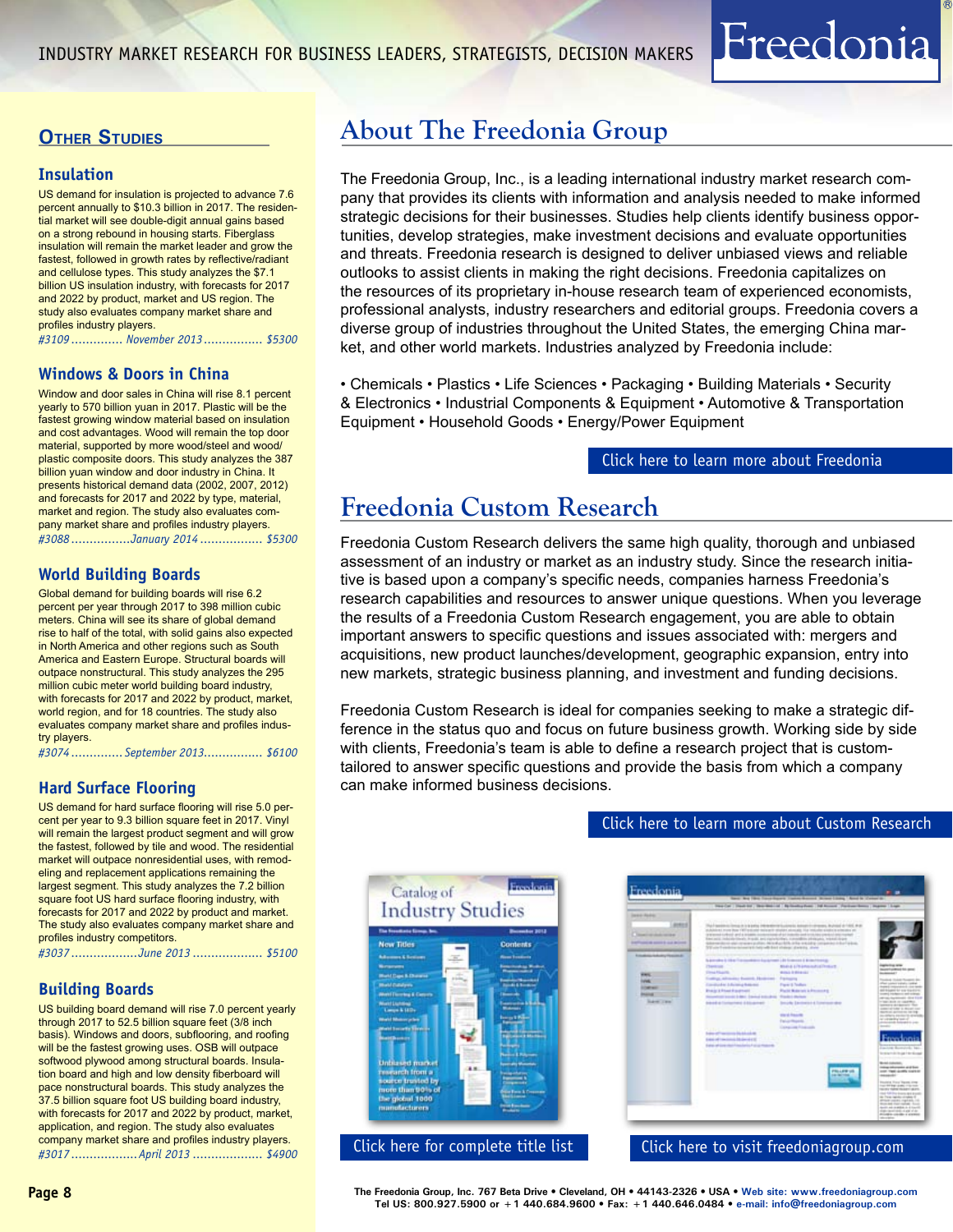INDUSTRY MARKET RESEARCH FOR BUSINESS LEADERS, STRATEGISTS, DECISION MAKERS

## Other Studies

### Insulation

US demand for insulation is projected to advance 7.6 percent annually to $10.3 billion in 2017. The residential market will see double-digit annual gains based on a strong rebound in housing starts. Fiberglass insulation will remain the market leader and grow the fastest, followed in growth rates by reflective/radiant and cellulose types. This study analyzes the $7.1 billion US insulation industry, with forecasts for 2017 and 2022 by product, market and US region. The study also evaluates company market share and profiles industry players.

*#3109 .............. November 2013 ................ $5300*

### Windows & Doors in China

Window and door sales in China will rise 8.1 percent yearly to 570 billion yuan in 2017. Plastic will be the fastest growing window material based on insulation and cost advantages. Wood will remain the top door material, supported by more wood/steel and wood/plastic composite doors. This study analyzes the 387 billion yuan window and door industry in China. It presents historical demand data (2002, 2007, 2012) and forecasts for 2017 and 2022 by type, material, market and region. The study also evaluates company market share and profiles industry players.

*#3088 ................January 2014 ................. $5300*

### World Building Boards

Global demand for building boards will rise 6.2 percent per year through 2017 to 398 million cubic meters. China will see its share of global demand rise to half of the total, with solid gains also expected in North America and other regions such as South America and Eastern Europe. Structural boards will outpace nonstructural. This study analyzes the 295 million cubic meter world building board industry, with forecasts for 2017 and 2022 by product, market, world region, and for 18 countries. The study also evaluates company market share and profiles industry players.

*#3074 .............. September 2013................ $6100*

### Hard Surface Flooring

US demand for hard surface flooring will rise 5.0 percent per year to 9.3 billion square feet in 2017. Vinyl will remain the largest product segment and will grow the fastest, followed by tile and wood. The residential market will outpace nonresidential uses, with remodeling and replacement applications remaining the largest segment. This study analyzes the 7.2 billion square foot US hard surface flooring industry, with forecasts for 2017 and 2022 by product and market. The study also evaluates company market share and profiles industry competitors.

*#3037 ..................June 2013 ................... $5100*

### Building Boards

US building board demand will rise 7.0 percent yearly through 2017 to 52.5 billion square feet (3/8 inch basis). Windows and doors, subflooring, and roofing will be the fastest growing uses. OSB will outpace softwood plywood among structural boards. Insulation board and high and low density fiberboard will pace nonstructural boards. This study analyzes the 37.5 billion square foot US building board industry, with forecasts for 2017 and 2022 by product, market, application, and region. The study also evaluates company market share and profiles industry players.

*#3017 ..................April 2013 ................... $4900*

## About The Freedonia Group

The Freedonia Group, Inc., is a leading international industry market research company that provides its clients with information and analysis needed to make informed strategic decisions for their businesses. Studies help clients identify business opportunities, develop strategies, make investment decisions and evaluate opportunities and threats. Freedonia research is designed to deliver unbiased views and reliable outlooks to assist clients in making the right decisions. Freedonia capitalizes on the resources of its proprietary in-house research team of experienced economists, professional analysts, industry researchers and editorial groups. Freedonia covers a diverse group of industries throughout the United States, the emerging China market, and other world markets. Industries analyzed by Freedonia include:

• Chemicals • Plastics • Life Sciences • Packaging • Building Materials • Security & Electronics • Industrial Components & Equipment • Automotive & Transportation Equipment • Household Goods • Energy/Power Equipment

Click here to learn more about Freedonia

## Freedonia Custom Research

Freedonia Custom Research delivers the same high quality, thorough and unbiased assessment of an industry or market as an industry study. Since the research initiative is based upon a company's specific needs, companies harness Freedonia's research capabilities and resources to answer unique questions. When you leverage the results of a Freedonia Custom Research engagement, you are able to obtain important answers to specific questions and issues associated with: mergers and acquisitions, new product launches/development, geographic expansion, entry into new markets, strategic business planning, and investment and funding decisions.

Freedonia Custom Research is ideal for companies seeking to make a strategic difference in the status quo and focus on future business growth. Working side by side with clients, Freedonia's team is able to define a research project that is custom-tailored to answer specific questions and provide the basis from which a company can make informed business decisions.

Click here to learn more about Custom Research

Click here for complete title list

Click here to visit freedoniagroup.com

**The Freedonia Group, Inc. 767 Beta Drive • Cleveland, OH • 44143-2326 • USA • Web site: www.freedoniagroup.com**
**Tel US: 800.927.5900 or +1 440.684.9600 • Fax: +1 440.646.0484 • e-mail: info@freedoniagroup.com**